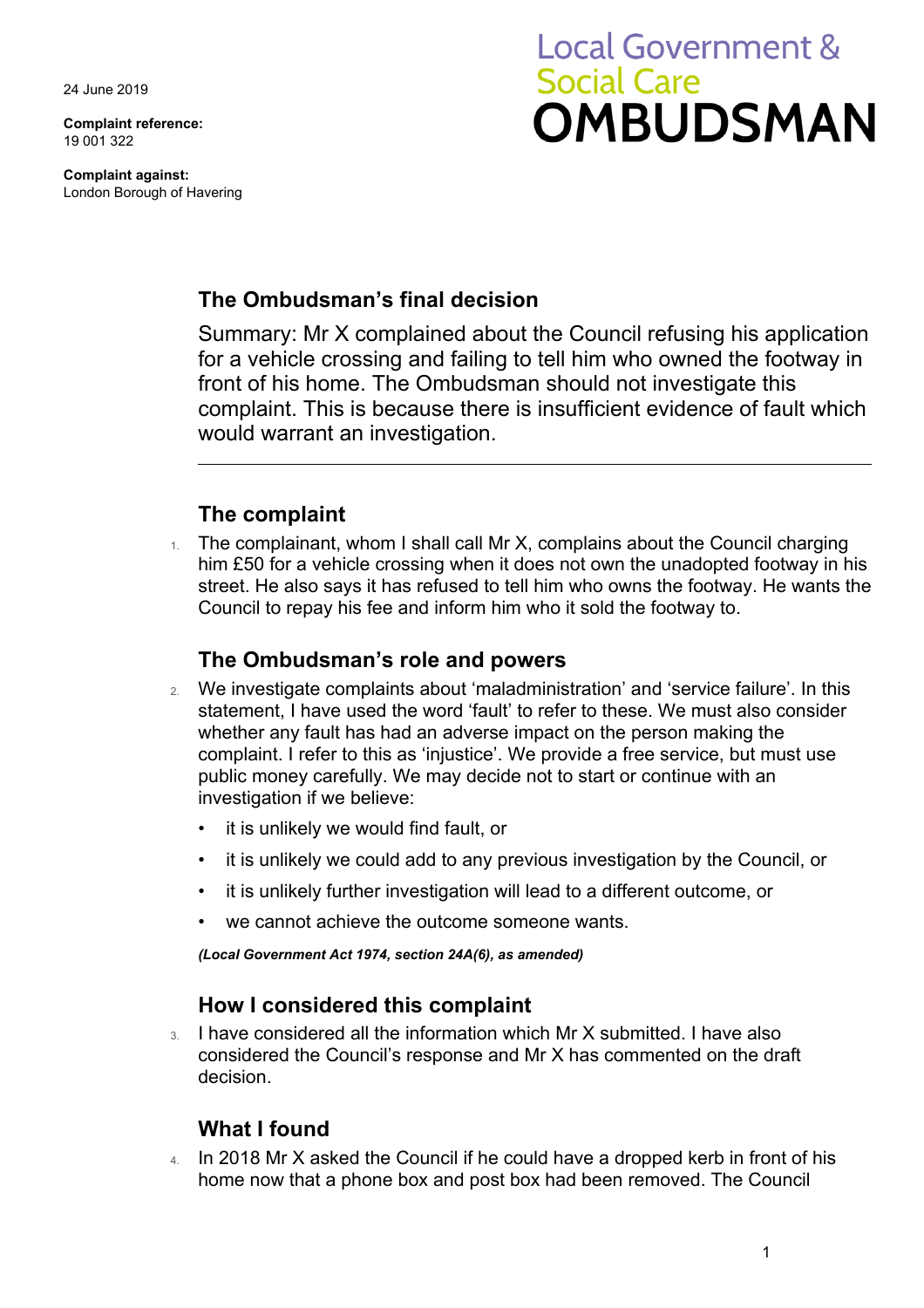24 June 2019

**Complaint reference:**
19 001 322

**Complaint against:**
London Borough of Havering

Local Government & Social Care **OMBUDSMAN**

## The Ombudsman's final decision

Summary: Mr X complained about the Council refusing his application for a vehicle crossing and failing to tell him who owned the footway in front of his home. The Ombudsman should not investigate this complaint. This is because there is insufficient evidence of fault which would warrant an investigation.

---

## The complaint

1. The complainant, whom I shall call Mr X, complains about the Council charging him £50 for a vehicle crossing when it does not own the unadopted footway in his street. He also says it has refused to tell him who owns the footway. He wants the Council to repay his fee and inform him who it sold the footway to.

## The Ombudsman's role and powers

2. We investigate complaints about 'maladministration' and 'service failure'. In this statement, I have used the word 'fault' to refer to these. We must also consider whether any fault has had an adverse impact on the person making the complaint. I refer to this as 'injustice'. We provide a free service, but must use public money carefully. We may decide not to start or continue with an investigation if we believe:

   - it is unlikely we would find fault, or
   - it is unlikely we could add to any previous investigation by the Council, or
   - it is unlikely further investigation will lead to a different outcome, or
   - we cannot achieve the outcome someone wants.

   ***(Local Government Act 1974, section 24A(6), as amended)***

## How I considered this complaint

3. I have considered all the information which Mr X submitted. I have also considered the Council's response and Mr X has commented on the draft decision.

## What I found

4. In 2018 Mr X asked the Council if he could have a dropped kerb in front of his home now that a phone box and post box had been removed. The Council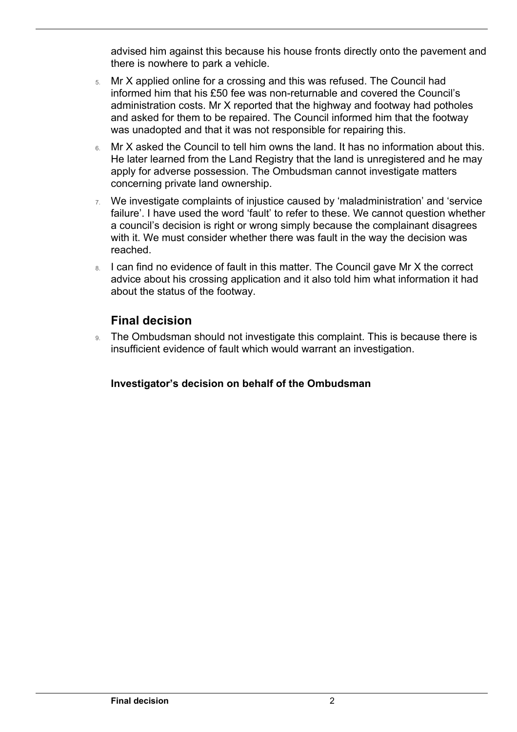advised him against this because his house fronts directly onto the pavement and there is nowhere to park a vehicle.

5. Mr X applied online for a crossing and this was refused. The Council had informed him that his £50 fee was non-returnable and covered the Council's administration costs. Mr X reported that the highway and footway had potholes and asked for them to be repaired. The Council informed him that the footway was unadopted and that it was not responsible for repairing this.

6. Mr X asked the Council to tell him owns the land. It has no information about this. He later learned from the Land Registry that the land is unregistered and he may apply for adverse possession. The Ombudsman cannot investigate matters concerning private land ownership.

7. We investigate complaints of injustice caused by 'maladministration' and 'service failure'. I have used the word 'fault' to refer to these. We cannot question whether a council's decision is right or wrong simply because the complainant disagrees with it. We must consider whether there was fault in the way the decision was reached.

8. I can find no evidence of fault in this matter. The Council gave Mr X the correct advice about his crossing application and it also told him what information it had about the status of the footway.

## Final decision

9. The Ombudsman should not investigate this complaint. This is because there is insufficient evidence of fault which would warrant an investigation.

**Investigator's decision on behalf of the Ombudsman**